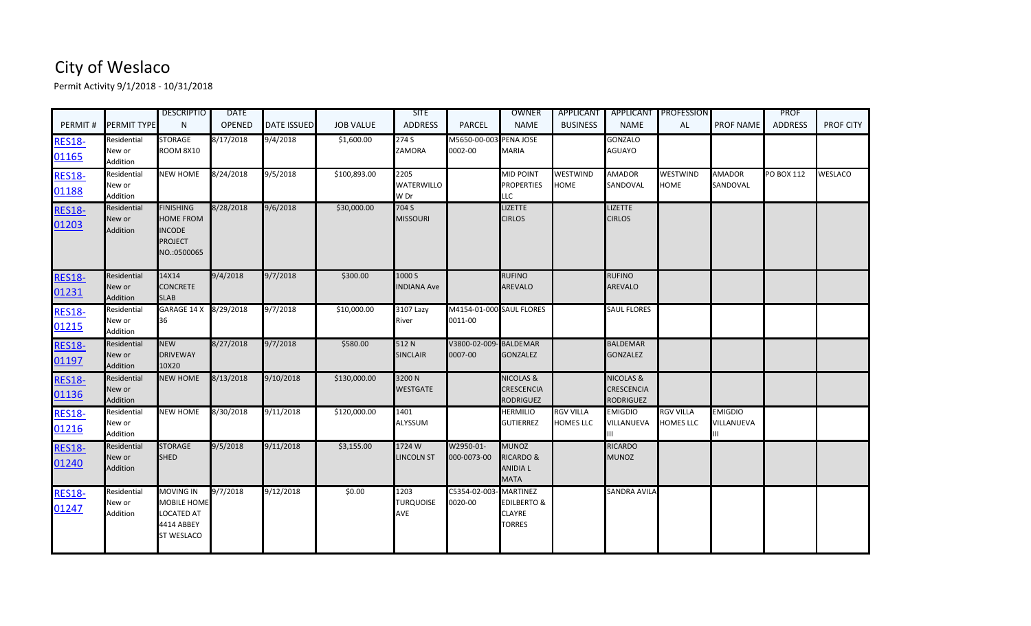# City of Weslaco

Permit Activity 9/1/2018 - 10/31/2018

| PERMIT # | PERMIT TYPE | DESCRIPTION | DATE OPENED | DATE ISSUED | JOB VALUE | SITE ADDRESS | PARCEL | OWNER NAME | APPLICANT BUSINESS | APPLICANT NAME | PROFESSIONAL | PROF NAME | PROF ADDRESS | PROF CITY |
|---|---|---|---|---|---|---|---|---|---|---|---|---|---|---|
| RES18-01165 | Residential New or Addition | STORAGE ROOM 8X10 | 8/17/2018 | 9/4/2018 | $1,600.00 | 274 S ZAMORA | M5650-00-003-0002-00 | PENA JOSE MARIA | | GONZALO AGUAYO | | | | |
| RES18-01188 | Residential New or Addition | NEW HOME | 8/24/2018 | 9/5/2018 | $100,893.00 | 2205 WATERWILLO W Dr | | MID POINT PROPERTIES LLC | WESTWIND HOME | AMADOR SANDOVAL | WESTWIND HOME | AMADOR SANDOVAL | PO BOX 112 | WESLACO |
| RES18-01203 | Residential New or Addition | FINISHING HOME FROM INCODE PROJECT NO.:0500065 | 8/28/2018 | 9/6/2018 | $30,000.00 | 704 S MISSOURI | | LIZETTE CIRLOS | | LIZETTE CIRLOS | | | | |
| RES18-01231 | Residential New or Addition | 14X14 CONCRETE SLAB | 9/4/2018 | 9/7/2018 | $300.00 | 1000 S INDIANA Ave | | RUFINO AREVALO | | RUFINO AREVALO | | | | |
| RES18-01215 | Residential New or Addition | GARAGE 14 X 36 | 8/29/2018 | 9/7/2018 | $10,000.00 | 3107 Lazy River | M4154-01-000-0011-00 | SAUL FLORES | | SAUL FLORES | | | | |
| RES18-01197 | Residential New or Addition | NEW DRIVEWAY 10X20 | 8/27/2018 | 9/7/2018 | $580.00 | 512 N SINCLAIR | V3800-02-009-0007-00 | BALDEMAR GONZALEZ | | BALDEMAR GONZALEZ | | | | |
| RES18-01136 | Residential New or Addition | NEW HOME | 8/13/2018 | 9/10/2018 | $130,000.00 | 3200 N WESTGATE | | NICOLAS & CRESCENCIA RODRIGUEZ | | NICOLAS & CRESCENCIA RODRIGUEZ | | | | |
| RES18-01216 | Residential New or Addition | NEW HOME | 8/30/2018 | 9/11/2018 | $120,000.00 | 1401 ALYSSUM | | HERMILIO GUTIERREZ | RGV VILLA HOMES LLC | EMIGDIO VILLANUEVA III | RGV VILLA HOMES LLC | EMIGDIO VILLANUEVA III | | |
| RES18-01240 | Residential New or Addition | STORAGE SHED | 9/5/2018 | 9/11/2018 | $3,155.00 | 1724 W LINCOLN ST | W2950-01-000-0073-00 | MUNOZ RICARDO & ANIDIA L MATA | | RICARDO MUNOZ | | | | |
| RES18-01247 | Residential New or Addition | MOVING IN MOBILE HOME LOCATED AT 4414 ABBEY ST WESLACO | 9/7/2018 | 9/12/2018 | $0.00 | 1203 TURQUOISE AVE | C5354-02-003-0020-00 | MARTINEZ EDILBERTO & CLAYRE TORRES | | SANDRA AVILA | | | | |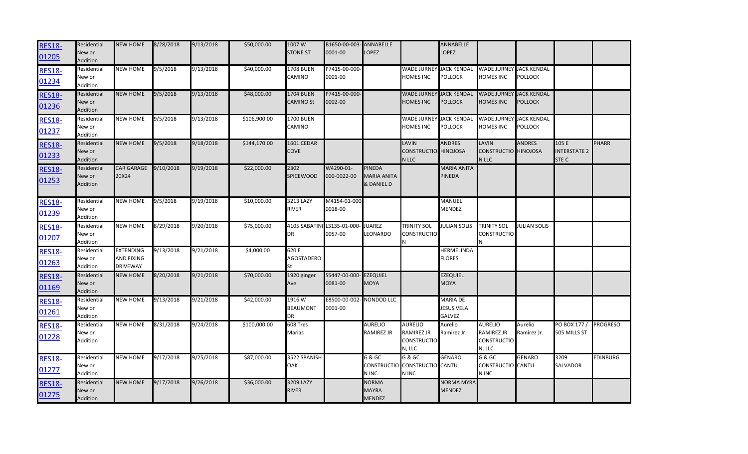| RES18-01205 | Residential New or Addition | NEW HOME | 8/28/2018 | 9/13/2018 | $50,000.00 | 1007 W STONE ST | B1650-00-003-0001-00 | ANNABELLE LOPEZ | | ANNABELLE LOPEZ | | | | |
|---|---|---|---|---|---|---|---|---|---|---|---|---|---|---|
| RES18-01234 | Residential New or Addition | NEW HOME | 9/5/2018 | 9/13/2018 | $40,000.00 | 1708 BUEN CAMINO | P7415-00-000-0001-00 | | WADE JURNEY HOMES INC | JACK KENDAL POLLOCK | WADE JURNEY HOMES INC | JACK KENDAL POLLOCK | | |
| RES18-01236 | Residential New or Addition | NEW HOME | 9/5/2018 | 9/13/2018 | $48,000.00 | 1704 BUEN CAMINO St | P7415-00-000-0002-00 | | WADE JURNEY HOMES INC | JACK KENDAL POLLOCK | WADE JURNEY HOMES INC | JACK KENDAL POLLOCK | | |
| RES18-01237 | Residential New or Addition | NEW HOME | 9/5/2018 | 9/13/2018 | $106,900.00 | 1700 BUEN CAMINO | | | WADE JURNEY HOMES INC | JACK KENDAL POLLOCK | WADE JURNEY HOMES INC | JACK KENDAL POLLOCK | | |
| RES18-01233 | Residential New or Addition | NEW HOME | 9/5/2018 | 9/18/2018 | $144,170.00 | 1601 CEDAR COVE | | | LAVIN CONSTRUCTION LLC | ANDRES HINOJOSA | LAVIN CONSTRUCTION LLC | ANDRES HINOJOSA | 105 E INTERSTATE 2 STE C | PHARR |
| RES18-01253 | Residential New or Addition | CAR GARAGE 20X24 | 9/10/2018 | 9/19/2018 | $22,000.00 | 2302 SPICEWOOD | W4290-01-000-0022-00 | PINEDA MARIA ANITA & DANIEL D | | MARIA ANITA PINEDA | | | | |
| RES18-01239 | Residential New or Addition | NEW HOME | 9/5/2018 | 9/19/2018 | $10,000.00 | 3213 LAZY RIVER | M4154-01-000-0018-00 | | | MANUEL MENDEZ | | | | |
| RES18-01207 | Residential New or Addition | NEW HOME | 8/29/2018 | 9/20/2018 | $75,000.00 | 4105 SABATINI DR | L3135-01-000-0057-00 | JUAREZ LEONARDO | TRINITY SOL CONSTRUCTION | JULIAN SOLIS | TRINITY SOL CONSTRUCTION | JULIAN SOLIS | | |
| RES18-01263 | Residential New or Addition | EXTENDING AND FIXING DRIVEWAY | 9/13/2018 | 9/21/2018 | $4,000.00 | 620 E AGOSTADERO St | | | | HERMELINDA FLORES | | | | |
| RES18-01169 | Residential New or Addition | NEW HOME | 8/20/2018 | 9/21/2018 | $70,000.00 | 1920 ginger Ave | S5447-00-000-0081-00 | EZEQUIEL MOYA | | EZEQUIEL MOYA | | | | |
| RES18-01261 | Residential New or Addition | NEW HOME | 9/13/2018 | 9/21/2018 | $42,000.00 | 1916 W BEAUMONT DR | E8500-00-002-0001-00 | NONDOD LLC | | MARIA DE JESUS VELA GALVEZ | | | | |
| RES18-01228 | Residential New or Addition | NEW HOME | 8/31/2018 | 9/24/2018 | $100,000.00 | 608 Tres Marias | | AURELIO RAMIREZ JR | AURELIO RAMIREZ JR CONSTRUCTION, LLC | Aurelio Ramirez Jr. | AURELIO RAMIREZ JR CONSTRUCTION, LLC | Aurelio Ramirez Jr. | PO BOX 177 / 505 MILLS ST | PROGRESO |
| RES18-01277 | Residential New or Addition | NEW HOME | 9/17/2018 | 9/25/2018 | $87,000.00 | 3522 SPANISH OAK | | G & GC CONSTRUCTION INC | G & GC CONSTRUCTION INC | GENARO CANTU | G & GC CONSTRUCTION INC | GENARO CANTU | 3209 SALVADOR | EDINBURG |
| RES18-01275 | Residential New or Addition | NEW HOME | 9/17/2018 | 9/26/2018 | $36,000.00 | 3209 LAZY RIVER | | NORMA MAYRA MENDEZ | | NORMA MYRA MENDEZ | | | | |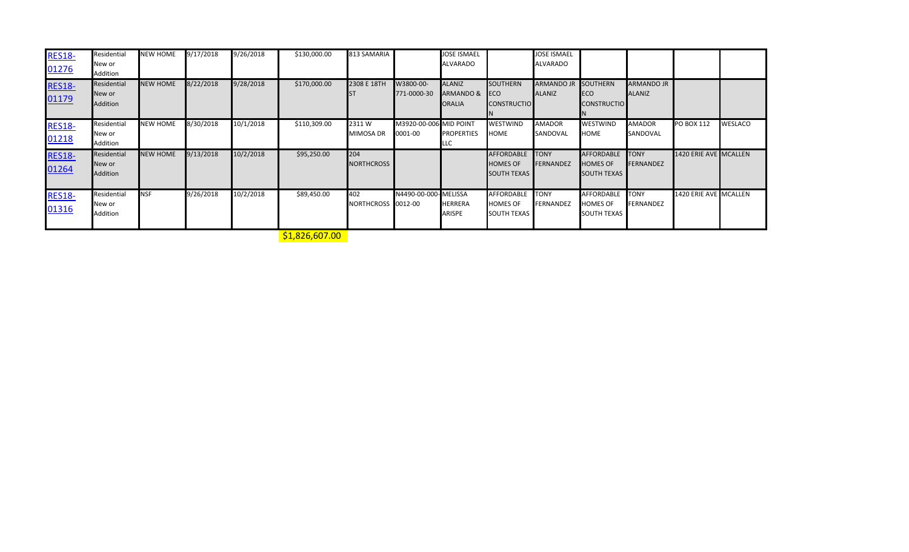| | | | | | | | | | | | | | | | |
|---|---|---|---|---|---|---|---|---|---|---|---|---|---|---|---|
| RES18-01276 | Residential New or Addition | NEW HOME | 9/17/2018 | 9/26/2018 | $130,000.00 | 813 SAMARIA | | JOSE ISMAEL ALVARADO | | JOSE ISMAEL ALVARADO | | | | |
| RES18-01179 | Residential New or Addition | NEW HOME | 8/22/2018 | 9/28/2018 | $170,000.00 | 2308 E 18TH ST | W3800-00-771-0000-30 | ALANIZ ARMANDO & ORALIA | SOUTHERN ECO CONSTRUCTION | ARMANDO JR ALANIZ | SOUTHERN ECO CONSTRUCTION | ARMANDO JR ALANIZ | | |
| RES18-01218 | Residential New or Addition | NEW HOME | 8/30/2018 | 10/1/2018 | $110,309.00 | 2311 W MIMOSA DR | M3920-00-006-0001-00 | MID POINT PROPERTIES LLC | WESTWIND HOME | AMADOR SANDOVAL | WESTWIND HOME | AMADOR SANDOVAL | PO BOX 112 | WESLACO |
| RES18-01264 | Residential New or Addition | NEW HOME | 9/13/2018 | 10/2/2018 | $95,250.00 | 204 NORTHCROSS | | | AFFORDABLE HOMES OF SOUTH TEXAS | TONY FERNANDEZ | AFFORDABLE HOMES OF SOUTH TEXAS | TONY FERNANDEZ | 1420 ERIE AVE | MCALLEN |
| RES18-01316 | Residential New or Addition | NSF | 9/26/2018 | 10/2/2018 | $89,450.00 | 402 NORTHCROSS | N4490-00-000-0012-00 | MELISSA HERRERA ARISPE | AFFORDABLE HOMES OF SOUTH TEXAS | TONY FERNANDEZ | AFFORDABLE HOMES OF SOUTH TEXAS | TONY FERNANDEZ | 1420 ERIE AVE | MCALLEN |
| | | | | | $1,826,607.00 | | | | | | | | | |